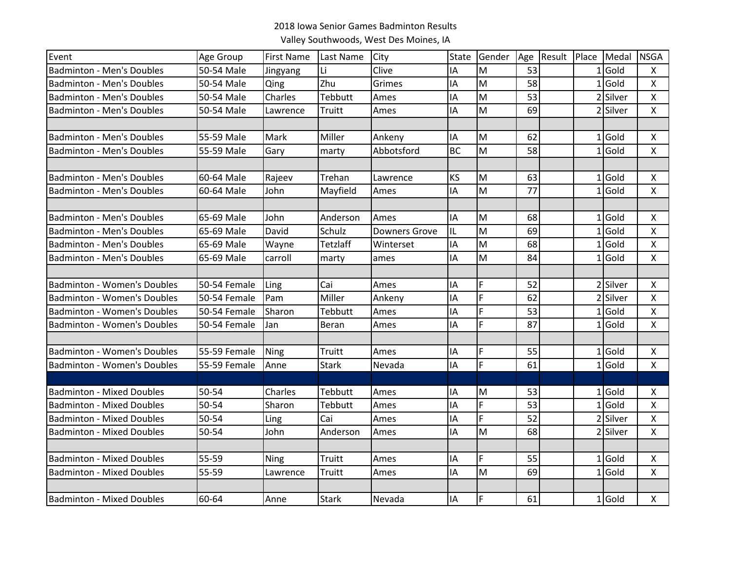# 2018 Iowa Senior Games Badminton Results

Valley Southwoods, West Des Moines, IA

| Event | Age Group | First Name | Last Name | City | State | Gender | Age | Result | Place | Medal | NSGA |
|---|---|---|---|---|---|---|---|---|---|---|---|
| Badminton - Men's Doubles | 50-54 Male | Jingyang | Li | Clive | IA | M | 53 | | 1 | Gold | X |
| Badminton - Men's Doubles | 50-54 Male | Qing | Zhu | Grimes | IA | M | 58 | | 1 | Gold | X |
| Badminton - Men's Doubles | 50-54 Male | Charles | Tebbutt | Ames | IA | M | 53 | | 2 | Silver | X |
| Badminton - Men's Doubles | 50-54 Male | Lawrence | Truitt | Ames | IA | M | 69 | | 2 | Silver | X |
| | | | | | | | | | | | |
| Badminton - Men's Doubles | 55-59 Male | Mark | Miller | Ankeny | IA | M | 62 | | 1 | Gold | X |
| Badminton - Men's Doubles | 55-59 Male | Gary | marty | Abbotsford | BC | M | 58 | | 1 | Gold | X |
| | | | | | | | | | | | |
| Badminton - Men's Doubles | 60-64 Male | Rajeev | Trehan | Lawrence | KS | M | 63 | | 1 | Gold | X |
| Badminton - Men's Doubles | 60-64 Male | John | Mayfield | Ames | IA | M | 77 | | 1 | Gold | X |
| | | | | | | | | | | | |
| Badminton - Men's Doubles | 65-69 Male | John | Anderson | Ames | IA | M | 68 | | 1 | Gold | X |
| Badminton - Men's Doubles | 65-69 Male | David | Schulz | Downers Grove | IL | M | 69 | | 1 | Gold | X |
| Badminton - Men's Doubles | 65-69 Male | Wayne | Tetzlaff | Winterset | IA | M | 68 | | 1 | Gold | X |
| Badminton - Men's Doubles | 65-69 Male | carroll | marty | ames | IA | M | 84 | | 1 | Gold | X |
| | | | | | | | | | | | |
| Badminton - Women's Doubles | 50-54 Female | Ling | Cai | Ames | IA | F | 52 | | 2 | Silver | X |
| Badminton - Women's Doubles | 50-54 Female | Pam | Miller | Ankeny | IA | F | 62 | | 2 | Silver | X |
| Badminton - Women's Doubles | 50-54 Female | Sharon | Tebbutt | Ames | IA | F | 53 | | 1 | Gold | X |
| Badminton - Women's Doubles | 50-54 Female | Jan | Beran | Ames | IA | F | 87 | | 1 | Gold | X |
| | | | | | | | | | | | |
| Badminton - Women's Doubles | 55-59 Female | Ning | Truitt | Ames | IA | F | 55 | | 1 | Gold | X |
| Badminton - Women's Doubles | 55-59 Female | Anne | Stark | Nevada | IA | F | 61 | | 1 | Gold | X |
| | | | | | | | | | | | |
| Badminton - Mixed Doubles | 50-54 | Charles | Tebbutt | Ames | IA | M | 53 | | 1 | Gold | X |
| Badminton - Mixed Doubles | 50-54 | Sharon | Tebbutt | Ames | IA | F | 53 | | 1 | Gold | X |
| Badminton - Mixed Doubles | 50-54 | Ling | Cai | Ames | IA | F | 52 | | 2 | Silver | X |
| Badminton - Mixed Doubles | 50-54 | John | Anderson | Ames | IA | M | 68 | | 2 | Silver | X |
| | | | | | | | | | | | |
| Badminton - Mixed Doubles | 55-59 | Ning | Truitt | Ames | IA | F | 55 | | 1 | Gold | X |
| Badminton - Mixed Doubles | 55-59 | Lawrence | Truitt | Ames | IA | M | 69 | | 1 | Gold | X |
| | | | | | | | | | | | |
| Badminton - Mixed Doubles | 60-64 | Anne | Stark | Nevada | IA | F | 61 | | 1 | Gold | X |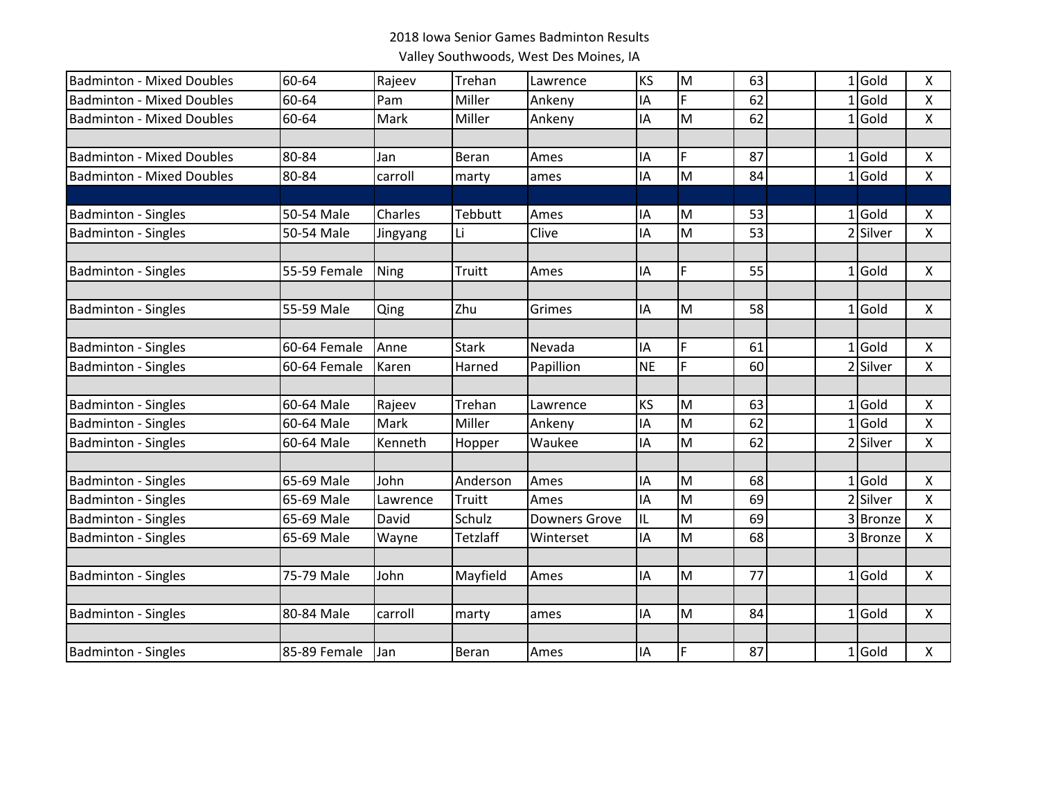2018 Iowa Senior Games Badminton Results

Valley Southwoods, West Des Moines, IA

| | | | | | | | | | | | |
|---|---|---|---|---|---|---|---|---|---|---|---|
| Badminton - Mixed Doubles | 60-64 | Rajeev | Trehan | Lawrence | KS | M | 63 | | 1 | Gold | X |
| Badminton - Mixed Doubles | 60-64 | Pam | Miller | Ankeny | IA | F | 62 | | 1 | Gold | X |
| Badminton - Mixed Doubles | 60-64 | Mark | Miller | Ankeny | IA | M | 62 | | 1 | Gold | X |
| | | | | | | | | | | | |
| Badminton - Mixed Doubles | 80-84 | Jan | Beran | Ames | IA | F | 87 | | 1 | Gold | X |
| Badminton - Mixed Doubles | 80-84 | carroll | marty | ames | IA | M | 84 | | 1 | Gold | X |
| | | | | | | | | | | | |
| Badminton - Singles | 50-54 Male | Charles | Tebbutt | Ames | IA | M | 53 | | 1 | Gold | X |
| Badminton - Singles | 50-54 Male | Jingyang | Li | Clive | IA | M | 53 | | 2 | Silver | X |
| | | | | | | | | | | | |
| Badminton - Singles | 55-59 Female | Ning | Truitt | Ames | IA | F | 55 | | 1 | Gold | X |
| | | | | | | | | | | | |
| Badminton - Singles | 55-59 Male | Qing | Zhu | Grimes | IA | M | 58 | | 1 | Gold | X |
| | | | | | | | | | | | |
| Badminton - Singles | 60-64 Female | Anne | Stark | Nevada | IA | F | 61 | | 1 | Gold | X |
| Badminton - Singles | 60-64 Female | Karen | Harned | Papillion | NE | F | 60 | | 2 | Silver | X |
| | | | | | | | | | | | |
| Badminton - Singles | 60-64 Male | Rajeev | Trehan | Lawrence | KS | M | 63 | | 1 | Gold | X |
| Badminton - Singles | 60-64 Male | Mark | Miller | Ankeny | IA | M | 62 | | 1 | Gold | X |
| Badminton - Singles | 60-64 Male | Kenneth | Hopper | Waukee | IA | M | 62 | | 2 | Silver | X |
| | | | | | | | | | | | |
| Badminton - Singles | 65-69 Male | John | Anderson | Ames | IA | M | 68 | | 1 | Gold | X |
| Badminton - Singles | 65-69 Male | Lawrence | Truitt | Ames | IA | M | 69 | | 2 | Silver | X |
| Badminton - Singles | 65-69 Male | David | Schulz | Downers Grove | IL | M | 69 | | 3 | Bronze | X |
| Badminton - Singles | 65-69 Male | Wayne | Tetzlaff | Winterset | IA | M | 68 | | 3 | Bronze | X |
| | | | | | | | | | | | |
| Badminton - Singles | 75-79 Male | John | Mayfield | Ames | IA | M | 77 | | 1 | Gold | X |
| | | | | | | | | | | | |
| Badminton - Singles | 80-84 Male | carroll | marty | ames | IA | M | 84 | | 1 | Gold | X |
| | | | | | | | | | | | |
| Badminton - Singles | 85-89 Female | Jan | Beran | Ames | IA | F | 87 | | 1 | Gold | X |